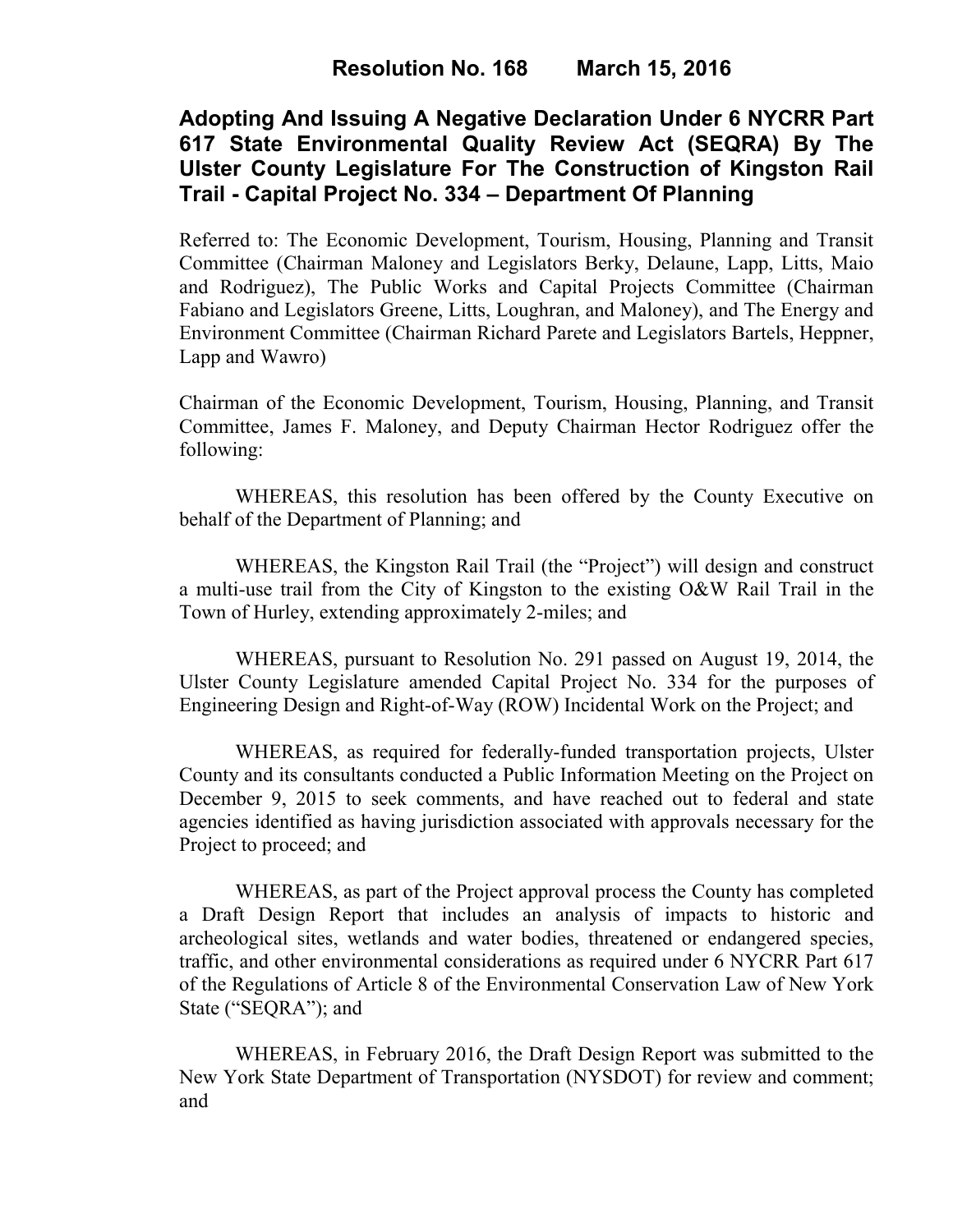# Resolution No. 168 March 15, 2016

## Adopting And Issuing A Negative Declaration Under 6 NYCRR Part 617 State Environmental Quality Review Act (SEQRA) By The Ulster County Legislature For The Construction of Kingston Rail Trail - Capital Project No. 334 – Department Of Planning

Referred to: The Economic Development, Tourism, Housing, Planning and Transit Committee (Chairman Maloney and Legislators Berky, Delaune, Lapp, Litts, Maio and Rodriguez), The Public Works and Capital Projects Committee (Chairman Fabiano and Legislators Greene, Litts, Loughran, and Maloney), and The Energy and Environment Committee (Chairman Richard Parete and Legislators Bartels, Heppner, Lapp and Wawro)

Chairman of the Economic Development, Tourism, Housing, Planning, and Transit Committee, James F. Maloney, and Deputy Chairman Hector Rodriguez offer the following:

WHEREAS, this resolution has been offered by the County Executive on behalf of the Department of Planning; and

WHEREAS, the Kingston Rail Trail (the "Project") will design and construct a multi-use trail from the City of Kingston to the existing O&W Rail Trail in the Town of Hurley, extending approximately 2-miles; and

WHEREAS, pursuant to Resolution No. 291 passed on August 19, 2014, the Ulster County Legislature amended Capital Project No. 334 for the purposes of Engineering Design and Right-of-Way (ROW) Incidental Work on the Project; and

WHEREAS, as required for federally-funded transportation projects, Ulster County and its consultants conducted a Public Information Meeting on the Project on December 9, 2015 to seek comments, and have reached out to federal and state agencies identified as having jurisdiction associated with approvals necessary for the Project to proceed; and

WHEREAS, as part of the Project approval process the County has completed a Draft Design Report that includes an analysis of impacts to historic and archeological sites, wetlands and water bodies, threatened or endangered species, traffic, and other environmental considerations as required under 6 NYCRR Part 617 of the Regulations of Article 8 of the Environmental Conservation Law of New York State ("SEQRA"); and

WHEREAS, in February 2016, the Draft Design Report was submitted to the New York State Department of Transportation (NYSDOT) for review and comment; and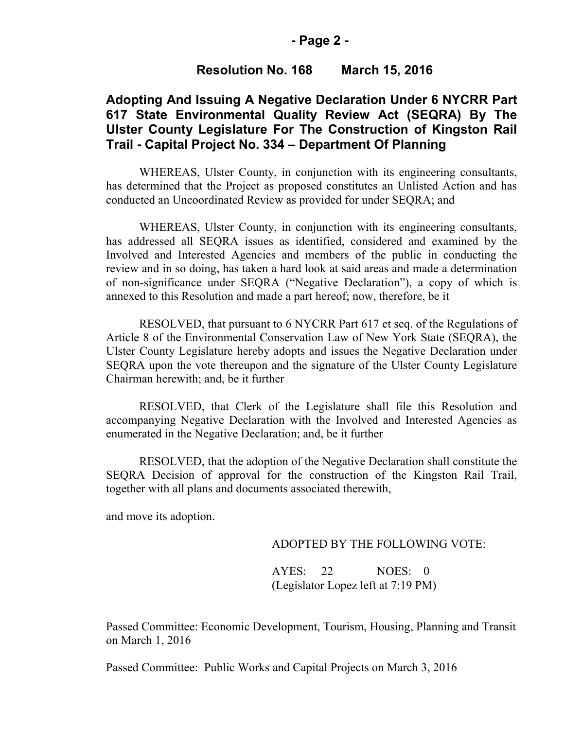**Resolution No. 168 March 15, 2016**

## Adopting And Issuing A Negative Declaration Under 6 NYCRR Part 617 State Environmental Quality Review Act (SEQRA) By The Ulster County Legislature For The Construction of Kingston Rail Trail - Capital Project No. 334 – Department Of Planning

WHEREAS, Ulster County, in conjunction with its engineering consultants, has determined that the Project as proposed constitutes an Unlisted Action and has conducted an Uncoordinated Review as provided for under SEQRA; and

WHEREAS, Ulster County, in conjunction with its engineering consultants, has addressed all SEQRA issues as identified, considered and examined by the Involved and Interested Agencies and members of the public in conducting the review and in so doing, has taken a hard look at said areas and made a determination of non-significance under SEQRA ("Negative Declaration"), a copy of which is annexed to this Resolution and made a part hereof; now, therefore, be it

RESOLVED, that pursuant to 6 NYCRR Part 617 et seq. of the Regulations of Article 8 of the Environmental Conservation Law of New York State (SEQRA), the Ulster County Legislature hereby adopts and issues the Negative Declaration under SEQRA upon the vote thereupon and the signature of the Ulster County Legislature Chairman herewith; and, be it further

RESOLVED, that Clerk of the Legislature shall file this Resolution and accompanying Negative Declaration with the Involved and Interested Agencies as enumerated in the Negative Declaration; and, be it further

RESOLVED, that the adoption of the Negative Declaration shall constitute the SEQRA Decision of approval for the construction of the Kingston Rail Trail, together with all plans and documents associated therewith,

and move its adoption.

ADOPTED BY THE FOLLOWING VOTE:

AYES: 22 NOES: 0
(Legislator Lopez left at 7:19 PM)

Passed Committee: Economic Development, Tourism, Housing, Planning and Transit on March 1, 2016

Passed Committee: Public Works and Capital Projects on March 3, 2016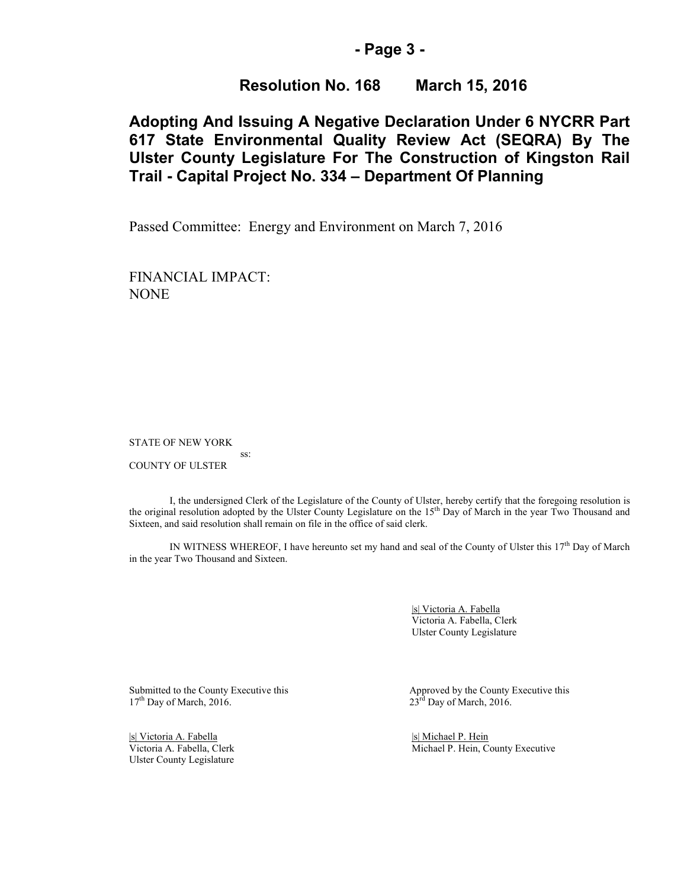## Resolution No. 168 March 15, 2016

## Adopting And Issuing A Negative Declaration Under 6 NYCRR Part 617 State Environmental Quality Review Act (SEQRA) By The Ulster County Legislature For The Construction of Kingston Rail Trail - Capital Project No. 334 – Department Of Planning

Passed Committee: Energy and Environment on March 7, 2016

FINANCIAL IMPACT:
NONE

STATE OF NEW YORK
ss:
COUNTY OF ULSTER

I, the undersigned Clerk of the Legislature of the County of Ulster, hereby certify that the foregoing resolution is the original resolution adopted by the Ulster County Legislature on the 15th Day of March in the year Two Thousand and Sixteen, and said resolution shall remain on file in the office of said clerk.

IN WITNESS WHEREOF, I have hereunto set my hand and seal of the County of Ulster this 17th Day of March in the year Two Thousand and Sixteen.

|s| Victoria A. Fabella
Victoria A. Fabella, Clerk
Ulster County Legislature

Submitted to the County Executive this
17th Day of March, 2016.

|s| Victoria A. Fabella
Victoria A. Fabella, Clerk
Ulster County Legislature

Approved by the County Executive this
23rd Day of March, 2016.

|s| Michael P. Hein
Michael P. Hein, County Executive